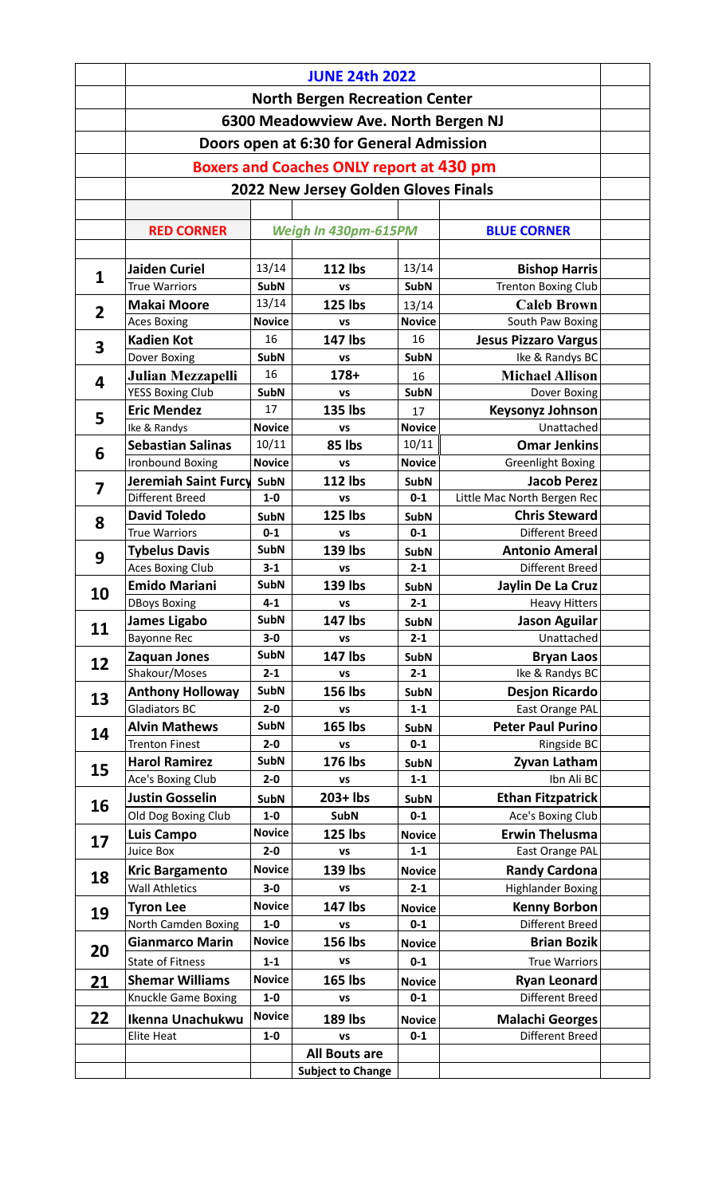# JUNE 24th 2022

## North Bergen Recreation Center

## 6300 Meadowview Ave. North Bergen NJ

## Doors open at 6:30 for General Admission

## Boxers and Coaches ONLY report at 430 pm

## 2022 New Jersey Golden Gloves Finals

| # | RED CORNER | | *Weigh In 430pm-615PM* | | BLUE CORNER |
|---|---|---|---|---|---|
| 1 | **Jaiden Curiel** | 13/14 | **112 lbs** | 13/14 | **Bishop Harris** |
| | True Warriors | **SubN** | **vs** | **SubN** | Trenton Boxing Club |
| 2 | **Makai Moore** | 13/14 | **125 lbs** | 13/14 | **Caleb Brown** |
| | Aces Boxing | **Novice** | **vs** | **Novice** | South Paw Boxing |
| 3 | **Kadien Kot** | 16 | **147 lbs** | 16 | **Jesus Pizzaro Vargus** |
| | Dover Boxing | **SubN** | **vs** | **SubN** | Ike & Randys BC |
| 4 | **Julian Mezzapelli** | 16 | **178+** | 16 | **Michael Allison** |
| | YESS Boxing Club | **SubN** | **vs** | **SubN** | Dover Boxing |
| 5 | **Eric Mendez** | 17 | **135 lbs** | 17 | **Keysonyz Johnson** |
| | Ike & Randys | **Novice** | **vs** | **Novice** | Unattached |
| 6 | **Sebastian Salinas** | 10/11 | **85 lbs** | 10/11 | **Omar Jenkins** |
| | Ironbound Boxing | **Novice** | **vs** | **Novice** | Greenlight Boxing |
| 7 | **Jeremiah Saint Furcy** | **SubN** | **112 lbs** | **SubN** | **Jacob Perez** |
| | Different Breed | **1-0** | **vs** | **0-1** | Little Mac North Bergen Rec |
| 8 | **David Toledo** | **SubN** | **125 lbs** | **SubN** | **Chris Steward** |
| | True Warriors | **0-1** | **vs** | **0-1** | Different Breed |
| 9 | **Tybelus Davis** | **SubN** | **139 lbs** | **SubN** | **Antonio Ameral** |
| | Aces Boxing Club | **3-1** | **vs** | **2-1** | Different Breed |
| 10 | **Emido Mariani** | **SubN** | **139 lbs** | **SubN** | **Jaylin De La Cruz** |
| | DBoys Boxing | **4-1** | **vs** | **2-1** | Heavy Hitters |
| 11 | **James Ligabo** | **SubN** | **147 lbs** | **SubN** | **Jason Aguilar** |
| | Bayonne Rec | **3-0** | **vs** | **2-1** | Unattached |
| 12 | **Zaquan Jones** | **SubN** | **147 lbs** | **SubN** | **Bryan Laos** |
| | Shakour/Moses | **2-1** | **vs** | **2-1** | Ike & Randys BC |
| 13 | **Anthony Holloway** | **SubN** | **156 lbs** | **SubN** | **Desjon Ricardo** |
| | Gladiators BC | **2-0** | **vs** | **1-1** | East Orange PAL |
| 14 | **Alvin Mathews** | **SubN** | **165 lbs** | **SubN** | **Peter Paul Purino** |
| | Trenton Finest | **2-0** | **vs** | **0-1** | Ringside BC |
| 15 | **Harol Ramirez** | **SubN** | **176 lbs** | **SubN** | **Zyvan Latham** |
| | Ace's Boxing Club | **2-0** | **vs** | **1-1** | Ibn Ali BC |
| 16 | **Justin Gosselin** | **SubN** | **203+ lbs** | **SubN** | **Ethan Fitzpatrick** |
| | Old Dog Boxing Club | **1-0** | **SubN** | **0-1** | Ace's Boxing Club |
| 17 | **Luis Campo** | **Novice** | **125 lbs** | **Novice** | **Erwin Thelusma** |
| | Juice Box | **2-0** | **vs** | **1-1** | East Orange PAL |
| 18 | **Kric Bargamento** | **Novice** | **139 lbs** | **Novice** | **Randy Cardona** |
| | Wall Athletics | **3-0** | **vs** | **2-1** | Highlander Boxing |
| 19 | **Tyron Lee** | **Novice** | **147 lbs** | **Novice** | **Kenny Borbon** |
| | North Camden Boxing | **1-0** | **vs** | **0-1** | Different Breed |
| 20 | **Gianmarco Marin** | **Novice** | **156 lbs** | **Novice** | **Brian Bozik** |
| | State of Fitness | **1-1** | **vs** | **0-1** | True Warriors |
| 21 | **Shemar Williams** | **Novice** | **165 lbs** | **Novice** | **Ryan Leonard** |
| | Knuckle Game Boxing | **1-0** | **vs** | **0-1** | Different Breed |
| 22 | **Ikenna Unachukwu** | **Novice** | **189 lbs** | **Novice** | **Malachi Georges** |
| | Elite Heat | **1-0** | **vs** | **0-1** | Different Breed |
| | | | **All Bouts are Subject to Change** | | |